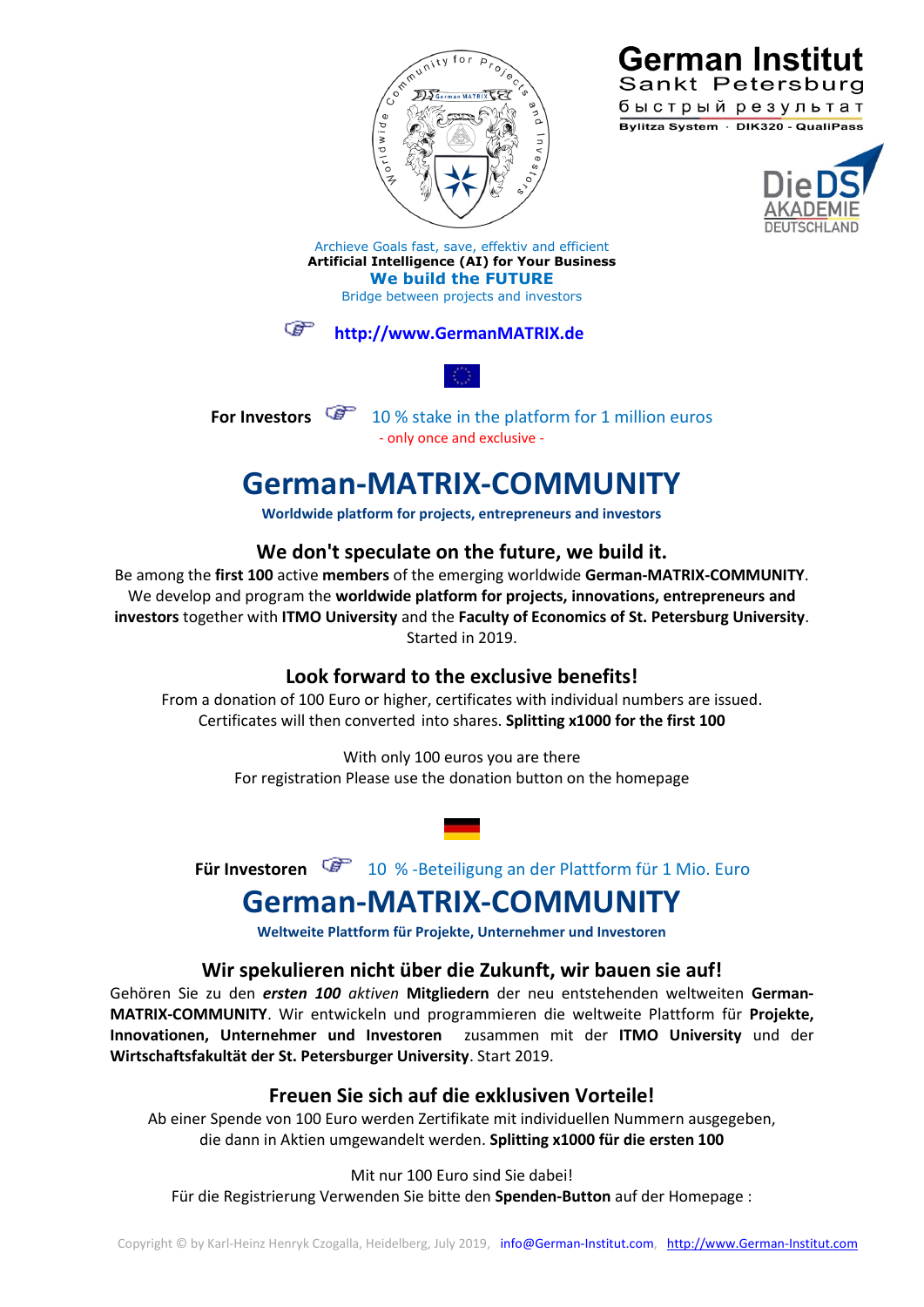Worldwide Community for Projects and Investors

**German Institut**
Sankt Petersburg
быстрый результат
**Bylitza System · DIK320 - QualiPass**

Die DS AKADEMIE DEUTSCHLAND

Archieve Goals fast, save, effektiv and efficient
**Artificial Intelligence (AI) for Your Business**
**We build the FUTURE**
Bridge between projects and investors

**http://www.GermanMATRIX.de**

**For Investors** 10 % stake in the platform for 1 million euros
- only once and exclusive -

# German-MATRIX-COMMUNITY

**Worldwide platform for projects, entrepreneurs and investors**

## We don't speculate on the future, we build it.

Be among the **first 100** active **members** of the emerging worldwide **German-MATRIX-COMMUNITY**. We develop and program the **worldwide platform for projects, innovations, entrepreneurs and investors** together with **ITMO University** and the **Faculty of Economics of St. Petersburg University**. Started in 2019.

## Look forward to the exclusive benefits!

From a donation of 100 Euro or higher, certificates with individual numbers are issued. Certificates will then converted into shares. **Splitting x1000 for the first 100**

With only 100 euros you are there
For registration Please use the donation button on the homepage

**Für Investoren** 10 % -Beteiligung an der Plattform für 1 Mio. Euro

# German-MATRIX-COMMUNITY

**Weltweite Plattform für Projekte, Unternehmer und Investoren**

## Wir spekulieren nicht über die Zukunft, wir bauen sie auf!

Gehören Sie zu den ***ersten 100*** *aktiven* **Mitgliedern** der neu entstehenden weltweiten **German-MATRIX-COMMUNITY**. Wir entwickeln und programmieren die weltweite Plattform für **Projekte, Innovationen, Unternehmer und Investoren** zusammen mit der **ITMO University** und der **Wirtschaftsfakultät der St. Petersburger University**. Start 2019.

## Freuen Sie sich auf die exklusiven Vorteile!

Ab einer Spende von 100 Euro werden Zertifikate mit individuellen Nummern ausgegeben, die dann in Aktien umgewandelt werden. **Splitting x1000 für die ersten 100**

Mit nur 100 Euro sind Sie dabei!
Für die Registrierung Verwenden Sie bitte den **Spenden-Button** auf der Homepage :

Copyright © by Karl-Heinz Henryk Czogalla, Heidelberg, July 2019, info@German-Institut.com, http://www.German-Institut.com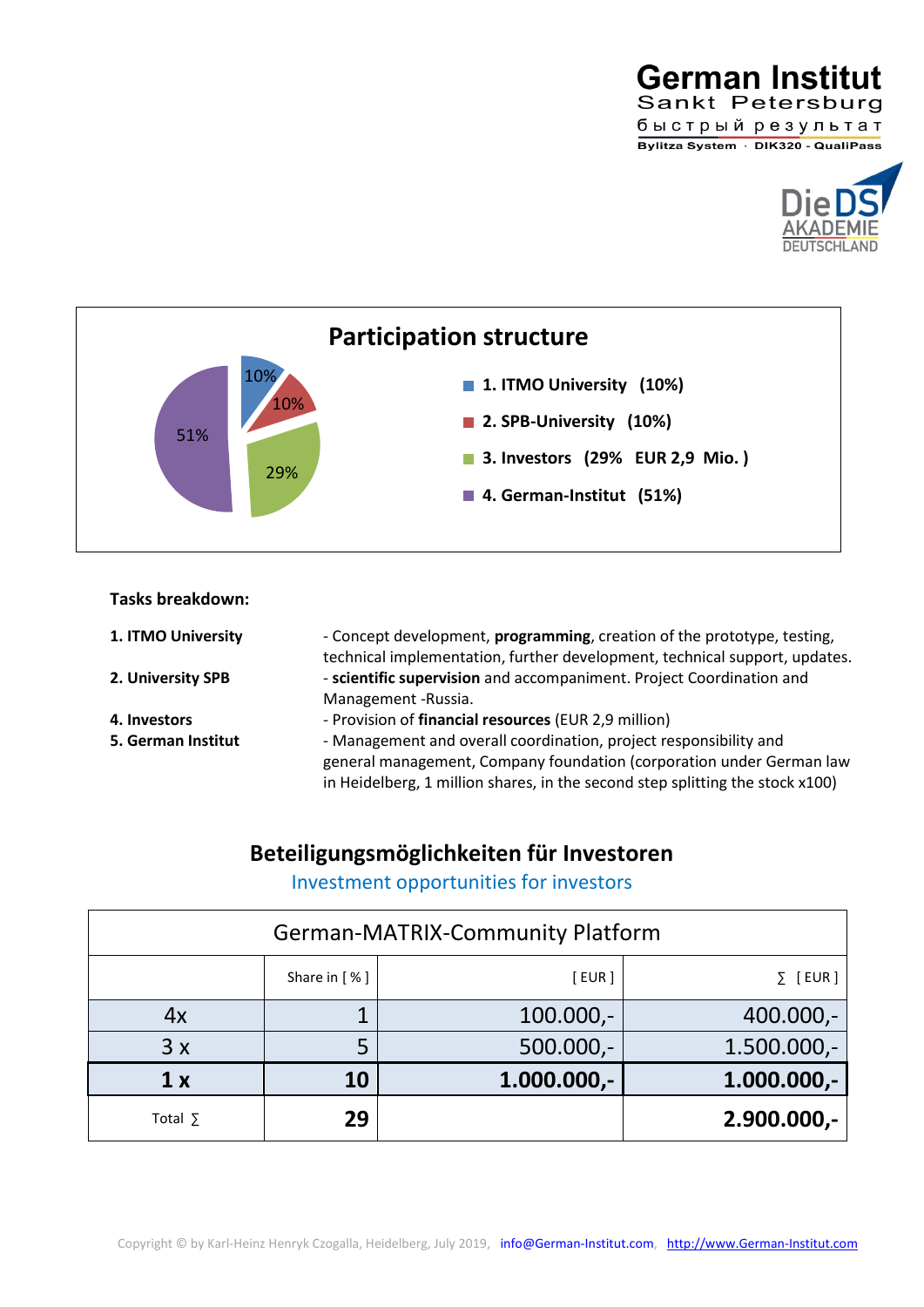German Institut
Sankt Petersburg
быстрый результат
Bylitza System · DIK320 - QualiPass

DieDS AKADEMIE DEUTSCHLAND

## Participation structure

10%
10%
29%
51%

- 1. ITMO University (10%)
- 2. SPB-University (10%)
- 3. Investors (29% EUR 2,9 Mio. )
- 4. German-Institut (51%)

**Tasks breakdown:**

| | |
|---|---|
| **1. ITMO University** | - Concept development, **programming**, creation of the prototype, testing, technical implementation, further development, technical support, updates. |
| **2. University SPB** | - **scientific supervision** and accompaniment. Project Coordination and Management -Russia. |
| **4. Investors** | - Provision of **financial resources** (EUR 2,9 million) |
| **5. German Institut** | - Management and overall coordination, project responsibility and general management, Company foundation (corporation under German law in Heidelberg, 1 million shares, in the second step splitting the stock x100) |

## Beteiligungsmöglichkeiten für Investoren

Investment opportunities for investors

| German-MATRIX-Community Platform | | | |
|---|---|---|---|
| | Share in [ % ] | [ EUR ] | ∑ [ EUR ] |
| 4x | 1 | 100.000,- | 400.000,- |
| 3 x | 5 | 500.000,- | 1.500.000,- |
| **1 x** | **10** | **1.000.000,-** | **1.000.000,-** |
| Total ∑ | **29** | | **2.900.000,-** |

Copyright © by Karl-Heinz Henryk Czogalla, Heidelberg, July 2019, info@German-Institut.com, http://www.German-Institut.com